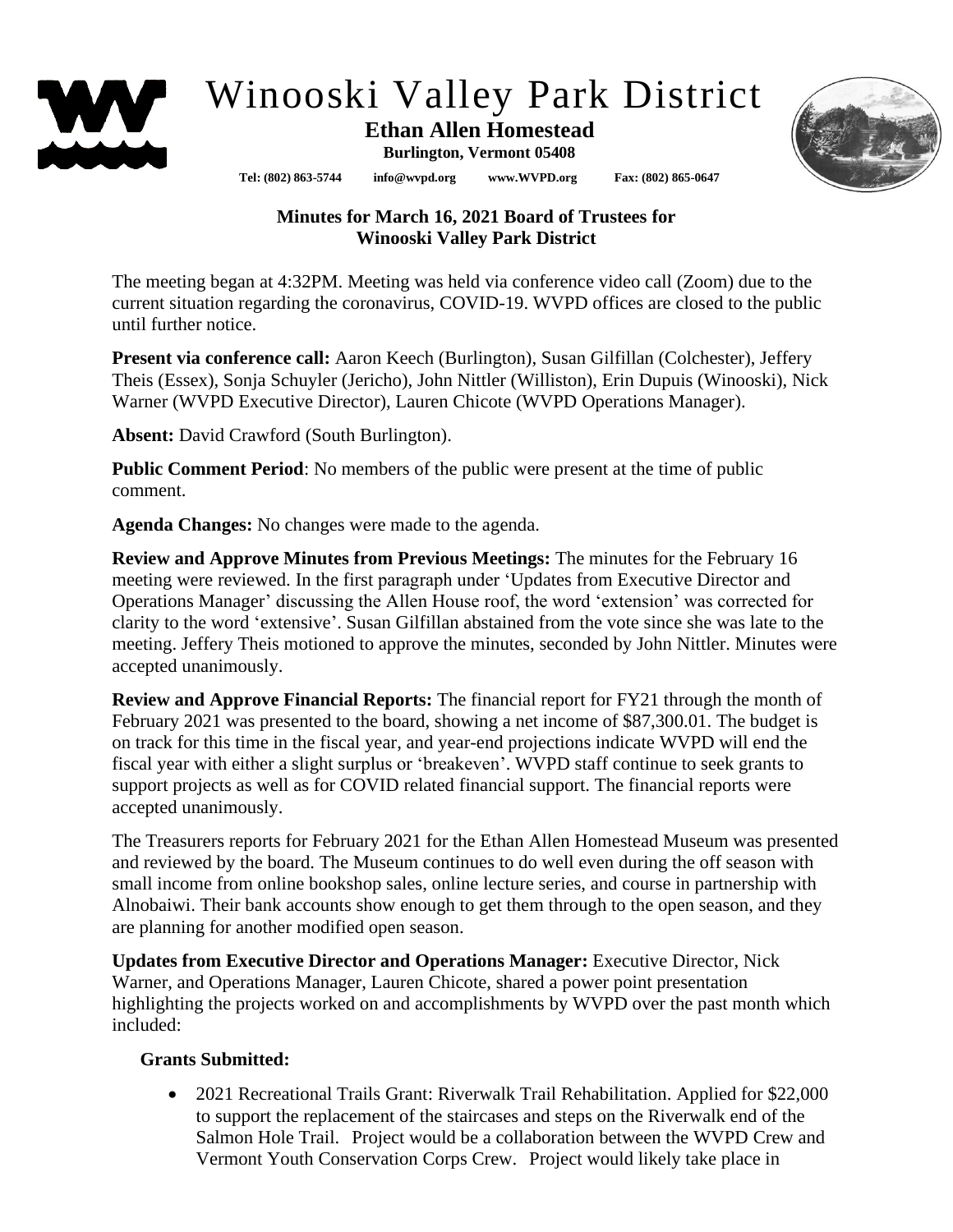# Winooski Valley Park District

**Ethan Allen Homestead**
**Burlington, Vermont 05408**

**Tel: (802) 863-5744 info@wvpd.org www.WVPD.org Fax: (802) 865-0647**

## Minutes for March 16, 2021 Board of Trustees for Winooski Valley Park District

The meeting began at 4:32PM. Meeting was held via conference video call (Zoom) due to the current situation regarding the coronavirus, COVID-19. WVPD offices are closed to the public until further notice.

**Present via conference call:** Aaron Keech (Burlington), Susan Gilfillan (Colchester), Jeffery Theis (Essex), Sonja Schuyler (Jericho), John Nittler (Williston), Erin Dupuis (Winooski), Nick Warner (WVPD Executive Director), Lauren Chicote (WVPD Operations Manager).

**Absent:** David Crawford (South Burlington).

**Public Comment Period**: No members of the public were present at the time of public comment.

**Agenda Changes:** No changes were made to the agenda.

**Review and Approve Minutes from Previous Meetings:** The minutes for the February 16 meeting were reviewed. In the first paragraph under 'Updates from Executive Director and Operations Manager' discussing the Allen House roof, the word 'extension' was corrected for clarity to the word 'extensive'. Susan Gilfillan abstained from the vote since she was late to the meeting. Jeffery Theis motioned to approve the minutes, seconded by John Nittler. Minutes were accepted unanimously.

**Review and Approve Financial Reports:** The financial report for FY21 through the month of February 2021 was presented to the board, showing a net income of $87,300.01. The budget is on track for this time in the fiscal year, and year-end projections indicate WVPD will end the fiscal year with either a slight surplus or 'breakeven'. WVPD staff continue to seek grants to support projects as well as for COVID related financial support. The financial reports were accepted unanimously.

The Treasurers reports for February 2021 for the Ethan Allen Homestead Museum was presented and reviewed by the board. The Museum continues to do well even during the off season with small income from online bookshop sales, online lecture series, and course in partnership with Alnobaiwi. Their bank accounts show enough to get them through to the open season, and they are planning for another modified open season.

**Updates from Executive Director and Operations Manager:** Executive Director, Nick Warner, and Operations Manager, Lauren Chicote, shared a power point presentation highlighting the projects worked on and accomplishments by WVPD over the past month which included:

**Grants Submitted:**

- 2021 Recreational Trails Grant: Riverwalk Trail Rehabilitation. Applied for $22,000 to support the replacement of the staircases and steps on the Riverwalk end of the Salmon Hole Trail. Project would be a collaboration between the WVPD Crew and Vermont Youth Conservation Corps Crew. Project would likely take place in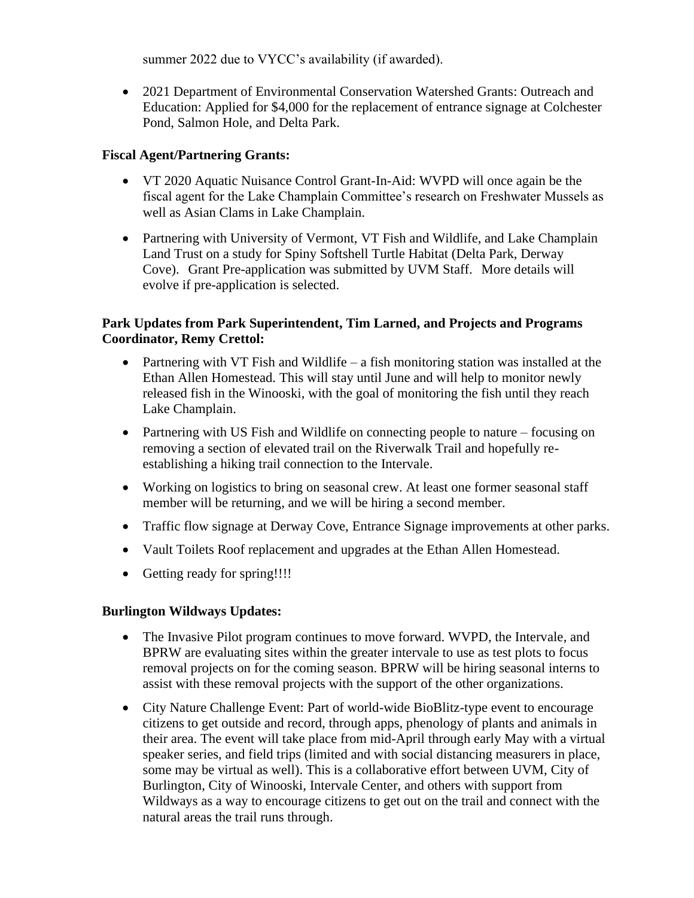summer 2022 due to VYCC's availability (if awarded).

- 2021 Department of Environmental Conservation Watershed Grants: Outreach and Education: Applied for $4,000 for the replacement of entrance signage at Colchester Pond, Salmon Hole, and Delta Park.

**Fiscal Agent/Partnering Grants:**

- VT 2020 Aquatic Nuisance Control Grant-In-Aid: WVPD will once again be the fiscal agent for the Lake Champlain Committee's research on Freshwater Mussels as well as Asian Clams in Lake Champlain.
- Partnering with University of Vermont, VT Fish and Wildlife, and Lake Champlain Land Trust on a study for Spiny Softshell Turtle Habitat (Delta Park, Derway Cove). Grant Pre-application was submitted by UVM Staff. More details will evolve if pre-application is selected.

**Park Updates from Park Superintendent, Tim Larned, and Projects and Programs Coordinator, Remy Crettol:**

- Partnering with VT Fish and Wildlife – a fish monitoring station was installed at the Ethan Allen Homestead. This will stay until June and will help to monitor newly released fish in the Winooski, with the goal of monitoring the fish until they reach Lake Champlain.
- Partnering with US Fish and Wildlife on connecting people to nature – focusing on removing a section of elevated trail on the Riverwalk Trail and hopefully re-establishing a hiking trail connection to the Intervale.
- Working on logistics to bring on seasonal crew. At least one former seasonal staff member will be returning, and we will be hiring a second member.
- Traffic flow signage at Derway Cove, Entrance Signage improvements at other parks.
- Vault Toilets Roof replacement and upgrades at the Ethan Allen Homestead.
- Getting ready for spring!!!!

**Burlington Wildways Updates:**

- The Invasive Pilot program continues to move forward. WVPD, the Intervale, and BPRW are evaluating sites within the greater intervale to use as test plots to focus removal projects on for the coming season. BPRW will be hiring seasonal interns to assist with these removal projects with the support of the other organizations.
- City Nature Challenge Event: Part of world-wide BioBlitz-type event to encourage citizens to get outside and record, through apps, phenology of plants and animals in their area. The event will take place from mid-April through early May with a virtual speaker series, and field trips (limited and with social distancing measurers in place, some may be virtual as well). This is a collaborative effort between UVM, City of Burlington, City of Winooski, Intervale Center, and others with support from Wildways as a way to encourage citizens to get out on the trail and connect with the natural areas the trail runs through.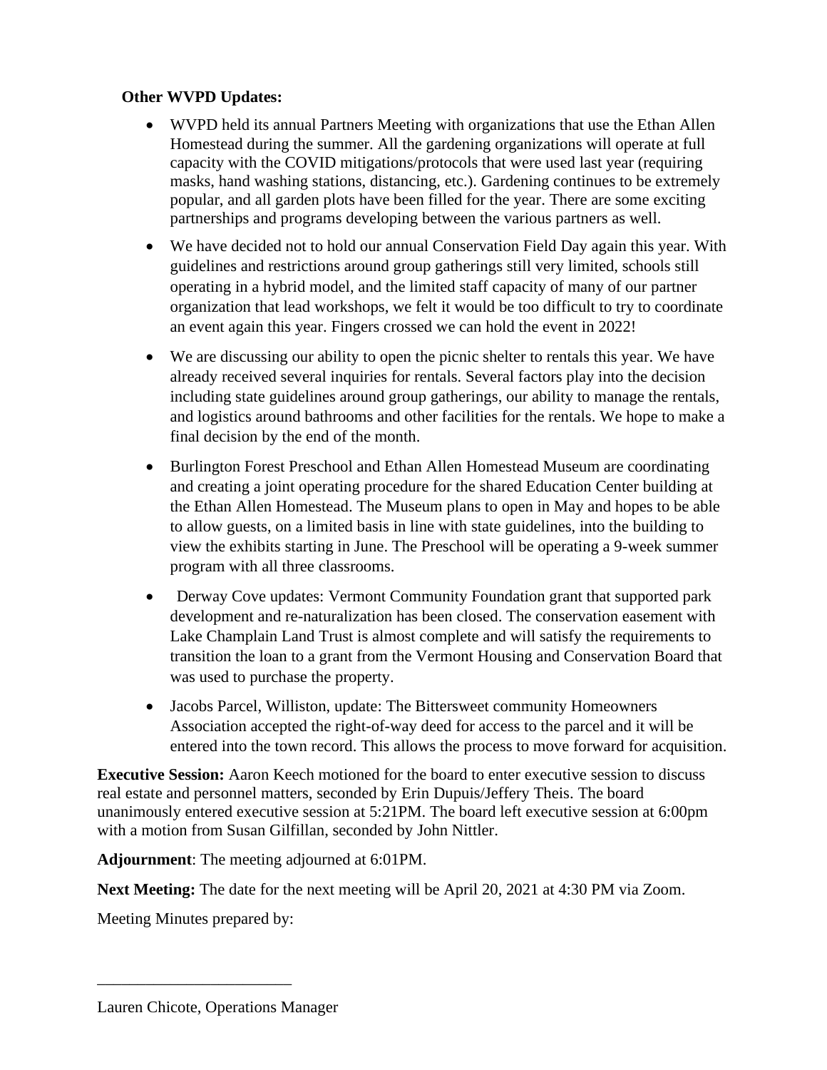**Other WVPD Updates:**

- WVPD held its annual Partners Meeting with organizations that use the Ethan Allen Homestead during the summer. All the gardening organizations will operate at full capacity with the COVID mitigations/protocols that were used last year (requiring masks, hand washing stations, distancing, etc.). Gardening continues to be extremely popular, and all garden plots have been filled for the year. There are some exciting partnerships and programs developing between the various partners as well.
- We have decided not to hold our annual Conservation Field Day again this year. With guidelines and restrictions around group gatherings still very limited, schools still operating in a hybrid model, and the limited staff capacity of many of our partner organization that lead workshops, we felt it would be too difficult to try to coordinate an event again this year. Fingers crossed we can hold the event in 2022!
- We are discussing our ability to open the picnic shelter to rentals this year. We have already received several inquiries for rentals. Several factors play into the decision including state guidelines around group gatherings, our ability to manage the rentals, and logistics around bathrooms and other facilities for the rentals. We hope to make a final decision by the end of the month.
- Burlington Forest Preschool and Ethan Allen Homestead Museum are coordinating and creating a joint operating procedure for the shared Education Center building at the Ethan Allen Homestead. The Museum plans to open in May and hopes to be able to allow guests, on a limited basis in line with state guidelines, into the building to view the exhibits starting in June. The Preschool will be operating a 9-week summer program with all three classrooms.
- Derway Cove updates: Vermont Community Foundation grant that supported park development and re-naturalization has been closed. The conservation easement with Lake Champlain Land Trust is almost complete and will satisfy the requirements to transition the loan to a grant from the Vermont Housing and Conservation Board that was used to purchase the property.
- Jacobs Parcel, Williston, update: The Bittersweet community Homeowners Association accepted the right-of-way deed for access to the parcel and it will be entered into the town record. This allows the process to move forward for acquisition.

**Executive Session:** Aaron Keech motioned for the board to enter executive session to discuss real estate and personnel matters, seconded by Erin Dupuis/Jeffery Theis. The board unanimously entered executive session at 5:21PM. The board left executive session at 6:00pm with a motion from Susan Gilfillan, seconded by John Nittler.

**Adjournment**: The meeting adjourned at 6:01PM.

**Next Meeting:** The date for the next meeting will be April 20, 2021 at 4:30 PM via Zoom.

Meeting Minutes prepared by:

_________________________

Lauren Chicote, Operations Manager